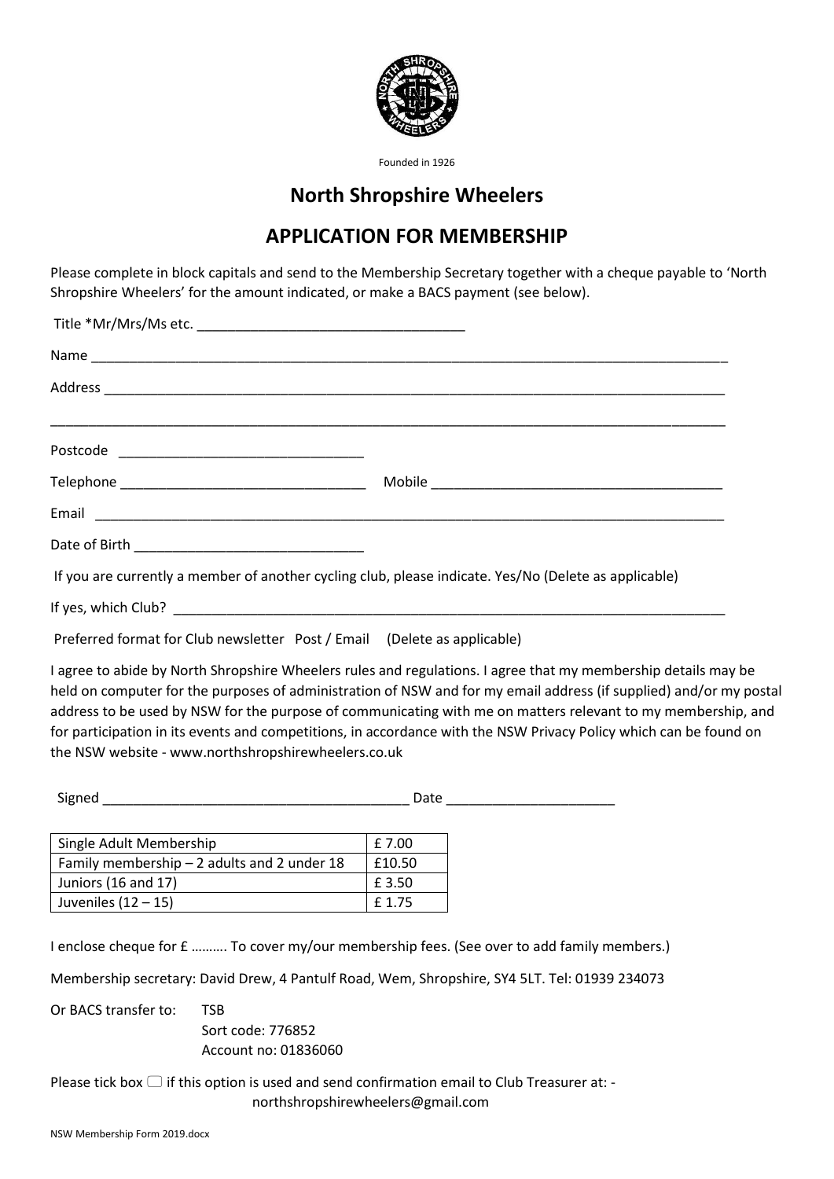Founded in 1926

# North Shropshire Wheelers

## APPLICATION FOR MEMBERSHIP

Please complete in block capitals and send to the Membership Secretary together with a cheque payable to 'North Shropshire Wheelers' for the amount indicated, or make a BACS payment (see below).

Title *Mr/Mrs/Ms etc. ___________________________________

Name ___________________________________________________________________________________

Address _________________________________________________________________________________

_______________________________________________________________________________________

Postcode ________________________________

Telephone ________________________________ Mobile ______________________________________

Email ___________________________________________________________________________________

Date of Birth ______________________________

If you are currently a member of another cycling club, please indicate. Yes/No (Delete as applicable)

If yes, which Club? ___________________________________________________________________________

Preferred format for Club newsletter Post / Email (Delete as applicable)

I agree to abide by North Shropshire Wheelers rules and regulations. I agree that my membership details may be held on computer for the purposes of administration of NSW and for my email address (if supplied) and/or my postal address to be used by NSW for the purpose of communicating with me on matters relevant to my membership, and for participation in its events and competitions, in accordance with the NSW Privacy Policy which can be found on the NSW website - www.northshropshirewheelers.co.uk

Signed ________________________________________ Date ______________________

| Single Adult Membership | £ 7.00 |
|---|---|
| Family membership – 2 adults and 2 under 18 | £10.50 |
| Juniors (16 and 17) | £ 3.50 |
| Juveniles (12 – 15) | £ 1.75 |

I enclose cheque for £ ………. To cover my/our membership fees. (See over to add family members.)

Membership secretary: David Drew, 4 Pantulf Road, Wem, Shropshire, SY4 5LT. Tel: 01939 234073

Or BACS transfer to: TSB
Sort code: 776852
Account no: 01836060

Please tick box ☐ if this option is used and send confirmation email to Club Treasurer at: - northshropshirewheelers@gmail.com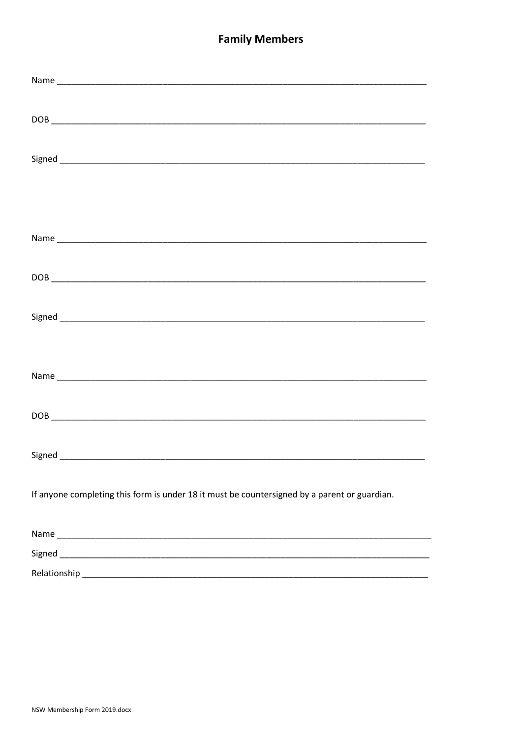## Family Members

Name ___________________________________________________________________________

DOB ____________________________________________________________________________

Signed __________________________________________________________________________

Name ___________________________________________________________________________

DOB ____________________________________________________________________________

Signed __________________________________________________________________________

Name ___________________________________________________________________________

DOB ____________________________________________________________________________

Signed __________________________________________________________________________

If anyone completing this form is under 18 it must be countersigned by a parent or guardian.

Name ___________________________________________________________________________

Signed __________________________________________________________________________

Relationship ______________________________________________________________________

NSW Membership Form 2019.docx